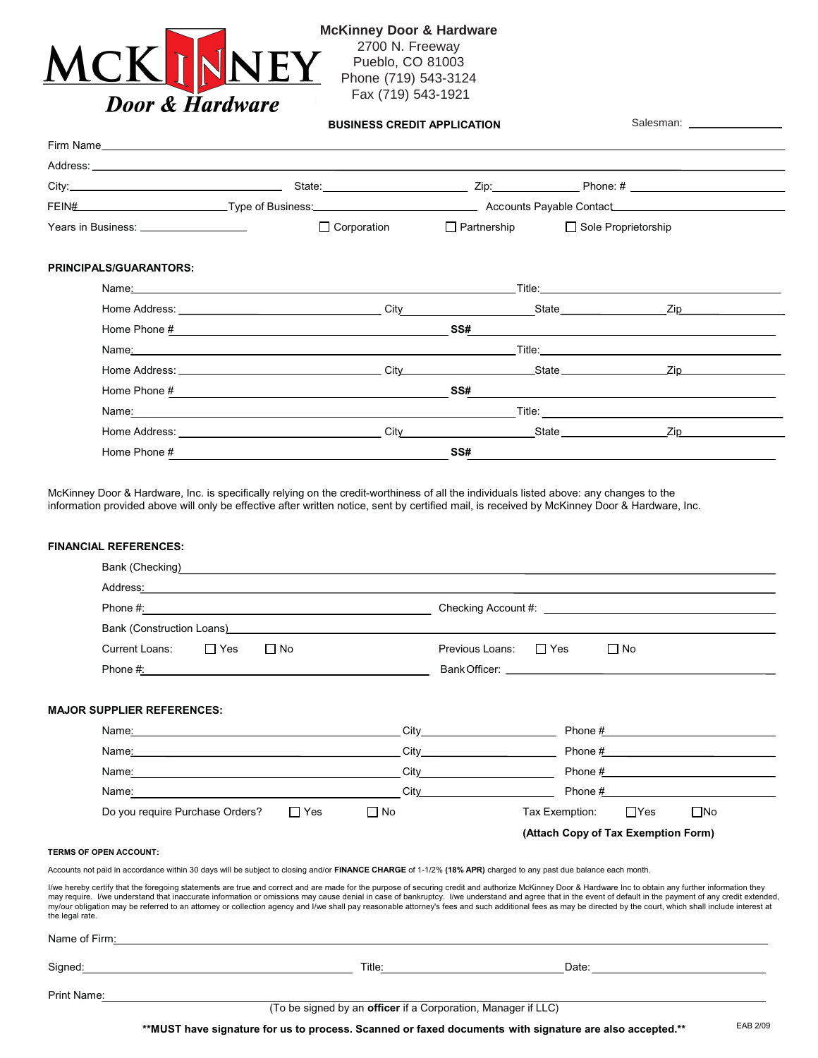**McKinney Door & Hardware**
2700 N. Freeway
Pueblo, CO 81003
Phone (719) 543-3124
Fax (719) 543-1921

MCKINNEY Door & Hardware

## BUSINESS CREDIT APPLICATION

Salesman: ______________

Firm Name ____________________________________________

Address: ____________________________________________

City: ______________ State: ______________ Zip: ______________ Phone: # ______________

FEIN# ______________ Type of Business: ______________ Accounts Payable Contact ______________

Years in Business: ______________ ☐ Corporation ☐ Partnership ☐ Sole Proprietorship

### PRINCIPALS/GUARANTORS:

Name: ______________________________ Title: ______________

Home Address: ______________ City ______________ State ______________ Zip ______________

Home Phone # ______________ **SS#** ______________

Name: ______________________________ Title: ______________

Home Address: ______________ City ______________ State ______________ Zip ______________

Home Phone # ______________ **SS#** ______________

Name: ______________________________ Title: ______________

Home Address: ______________ City ______________ State ______________ Zip ______________

Home Phone # ______________ **SS#** ______________

McKinney Door & Hardware, Inc. is specifically relying on the credit-worthiness of all the individuals listed above: any changes to the information provided above will only be effective after written notice, sent by certified mail, is received by McKinney Door & Hardware, Inc.

### FINANCIAL REFERENCES:

Bank (Checking) ____________________________________________

Address: ____________________________________________

Phone #: ______________ Checking Account #: ______________

Bank (Construction Loans) ____________________________________________

Current Loans: ☐ Yes ☐ No Previous Loans: ☐ Yes ☐ No

Phone #: ______________ Bank Officer: ______________

### MAJOR SUPPLIER REFERENCES:

Name: ______________ City ______________ Phone # ______________

Name: ______________ City ______________ Phone # ______________

Name: ______________ City ______________ Phone # ______________

Name: ______________ City ______________ Phone # ______________

Do you require Purchase Orders? ☐ Yes ☐ No Tax Exemption: ☐Yes ☐No

**(Attach Copy of Tax Exemption Form)**

#### TERMS OF OPEN ACCOUNT:

Accounts not paid in accordance within 30 days will be subject to closing and/or **FINANCE CHARGE** of 1-1/2% **(18% APR)** charged to any past due balance each month.

I/we hereby certify that the foregoing statements are true and correct and are made for the purpose of securing credit and authorize McKinney Door & Hardware Inc to obtain any further information they may require. I/we understand that inaccurate information or omissions may cause denial in case of bankruptcy. I/we understand and agree that in the event of default in the payment of any credit extended, my/our obligation may be referred to an attorney or collection agency and I/we shall pay reasonable attorney's fees and such additional fees as may be directed by the court, which shall include interest at the legal rate.

Name of Firm: ____________________________________________

Signed: ______________ Title: ______________ Date: ______________

Print Name: ____________________________________________

(To be signed by an **officer** if a Corporation, Manager if LLC)

**\*\*MUST have signature for us to process. Scanned or faxed documents with signature are also accepted.\*\***

EAB 2/09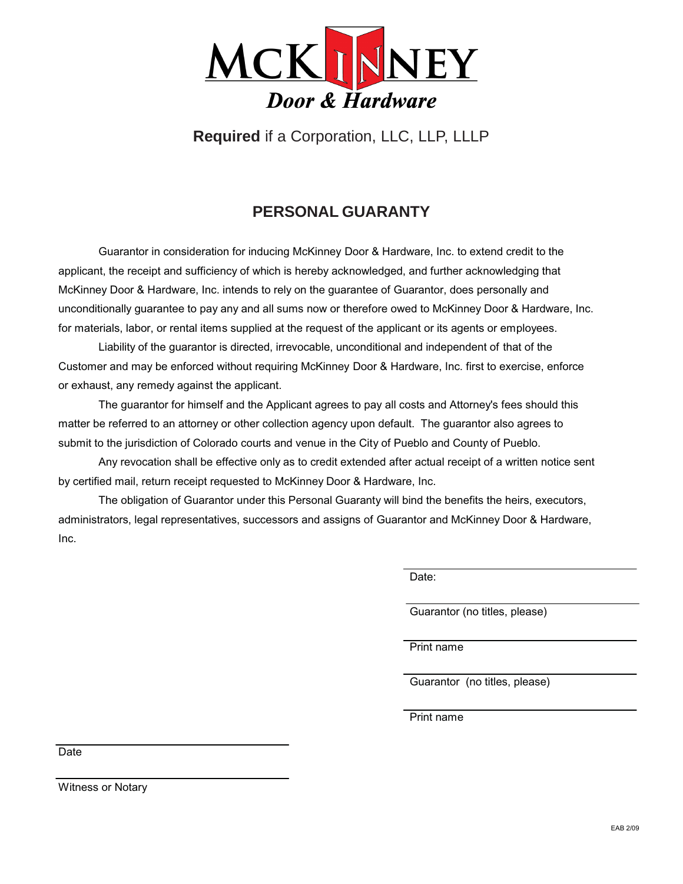McKINNEY Door & Hardware

**Required** if a Corporation, LLC, LLP, LLLP

## PERSONAL GUARANTY

Guarantor in consideration for inducing McKinney Door & Hardware, Inc. to extend credit to the applicant, the receipt and sufficiency of which is hereby acknowledged, and further acknowledging that McKinney Door & Hardware, Inc. intends to rely on the guarantee of Guarantor, does personally and unconditionally guarantee to pay any and all sums now or therefore owed to McKinney Door & Hardware, Inc. for materials, labor, or rental items supplied at the request of the applicant or its agents or employees.

Liability of the guarantor is directed, irrevocable, unconditional and independent of that of the Customer and may be enforced without requiring McKinney Door & Hardware, Inc. first to exercise, enforce or exhaust, any remedy against the applicant.

The guarantor for himself and the Applicant agrees to pay all costs and Attorney's fees should this matter be referred to an attorney or other collection agency upon default. The guarantor also agrees to submit to the jurisdiction of Colorado courts and venue in the City of Pueblo and County of Pueblo.

Any revocation shall be effective only as to credit extended after actual receipt of a written notice sent by certified mail, return receipt requested to McKinney Door & Hardware, Inc.

The obligation of Guarantor under this Personal Guaranty will bind the benefits the heirs, executors, administrators, legal representatives, successors and assigns of Guarantor and McKinney Door & Hardware, Inc.

Date: ______________________________

______________________________
Guarantor (no titles, please)

______________________________
Print name

______________________________
Guarantor (no titles, please)

______________________________
Print name

______________________________
Date

______________________________
Witness or Notary

EAB 2/09